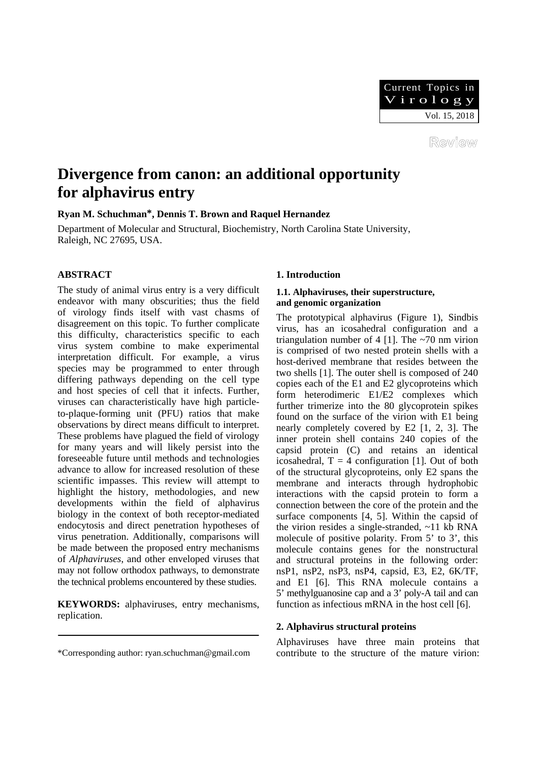Review

# Divergence from canon: an additional opportunity for alphavirus entry

**Ryan M. Schuchman*, Dennis T. Brown and Raquel Hernandez**

Department of Molecular and Structural, Biochemistry, North Carolina State University, Raleigh, NC 27695, USA.

## ABSTRACT

The study of animal virus entry is a very difficult endeavor with many obscurities; thus the field of virology finds itself with vast chasms of disagreement on this topic. To further complicate this difficulty, characteristics specific to each virus system combine to make experimental interpretation difficult. For example, a virus species may be programmed to enter through differing pathways depending on the cell type and host species of cell that it infects. Further, viruses can characteristically have high particle-to-plaque-forming unit (PFU) ratios that make observations by direct means difficult to interpret. These problems have plagued the field of virology for many years and will likely persist into the foreseeable future until methods and technologies advance to allow for increased resolution of these scientific impasses. This review will attempt to highlight the history, methodologies, and new developments within the field of alphavirus biology in the context of both receptor-mediated endocytosis and direct penetration hypotheses of virus penetration. Additionally, comparisons will be made between the proposed entry mechanisms of *Alphaviruses*, and other enveloped viruses that may not follow orthodox pathways, to demonstrate the technical problems encountered by these studies.

**KEYWORDS:** alphaviruses, entry mechanisms, replication.

*Corresponding author: ryan.schuchman@gmail.com

## 1. Introduction

### 1.1. Alphaviruses, their superstructure, and genomic organization

The prototypical alphavirus (Figure 1), Sindbis virus, has an icosahedral configuration and a triangulation number of 4 [1]. The ~70 nm virion is comprised of two nested protein shells with a host-derived membrane that resides between the two shells [1]. The outer shell is composed of 240 copies each of the E1 and E2 glycoproteins which form heterodimeric E1/E2 complexes which further trimerize into the 80 glycoprotein spikes found on the surface of the virion with E1 being nearly completely covered by E2 [1, 2, 3]. The inner protein shell contains 240 copies of the capsid protein (C) and retains an identical icosahedral, $T = 4$ configuration [1]. Out of both of the structural glycoproteins, only E2 spans the membrane and interacts through hydrophobic interactions with the capsid protein to form a connection between the core of the protein and the surface components [4, 5]. Within the capsid of the virion resides a single-stranded, ~11 kb RNA molecule of positive polarity. From 5' to 3', this molecule contains genes for the nonstructural and structural proteins in the following order: nsP1, nsP2, nsP3, nsP4, capsid, E3, E2, 6K/TF, and E1 [6]. This RNA molecule contains a 5' methylguanosine cap and a 3' poly-A tail and can function as infectious mRNA in the host cell [6].

## 2. Alphavirus structural proteins

Alphaviruses have three main proteins that contribute to the structure of the mature virion: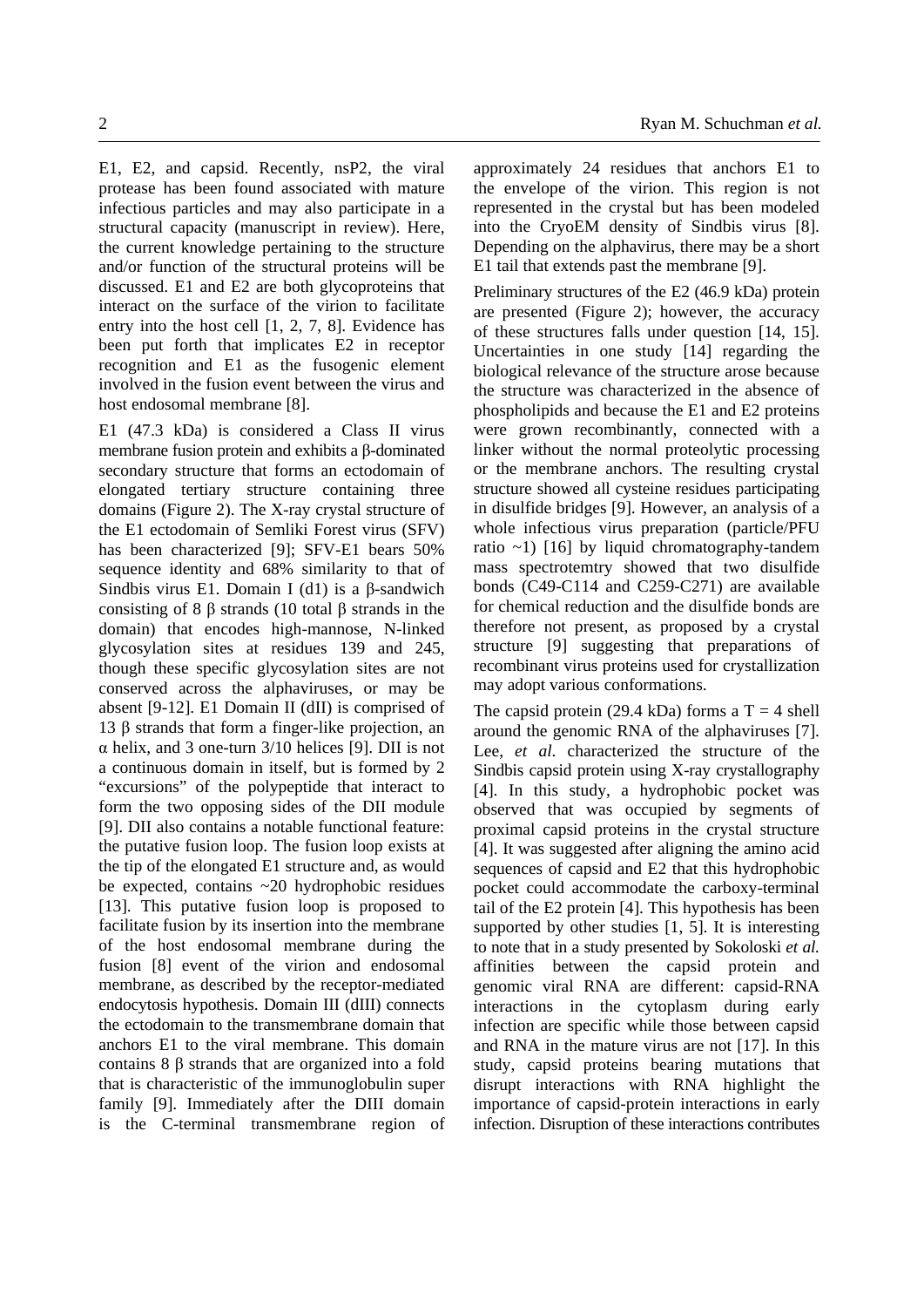E1, E2, and capsid. Recently, nsP2, the viral protease has been found associated with mature infectious particles and may also participate in a structural capacity (manuscript in review). Here, the current knowledge pertaining to the structure and/or function of the structural proteins will be discussed. E1 and E2 are both glycoproteins that interact on the surface of the virion to facilitate entry into the host cell [1, 2, 7, 8]. Evidence has been put forth that implicates E2 in receptor recognition and E1 as the fusogenic element involved in the fusion event between the virus and host endosomal membrane [8].

E1 (47.3 kDa) is considered a Class II virus membrane fusion protein and exhibits a β-dominated secondary structure that forms an ectodomain of elongated tertiary structure containing three domains (Figure 2). The X-ray crystal structure of the E1 ectodomain of Semliki Forest virus (SFV) has been characterized [9]; SFV-E1 bears 50% sequence identity and 68% similarity to that of Sindbis virus E1. Domain I (d1) is a β-sandwich consisting of 8 β strands (10 total β strands in the domain) that encodes high-mannose, N-linked glycosylation sites at residues 139 and 245, though these specific glycosylation sites are not conserved across the alphaviruses, or may be absent [9-12]. E1 Domain II (dII) is comprised of 13 β strands that form a finger-like projection, an α helix, and 3 one-turn 3/10 helices [9]. DII is not a continuous domain in itself, but is formed by 2 "excursions" of the polypeptide that interact to form the two opposing sides of the DII module [9]. DII also contains a notable functional feature: the putative fusion loop. The fusion loop exists at the tip of the elongated E1 structure and, as would be expected, contains ~20 hydrophobic residues [13]. This putative fusion loop is proposed to facilitate fusion by its insertion into the membrane of the host endosomal membrane during the fusion [8] event of the virion and endosomal membrane, as described by the receptor-mediated endocytosis hypothesis. Domain III (dIII) connects the ectodomain to the transmembrane domain that anchors E1 to the viral membrane. This domain contains 8 β strands that are organized into a fold that is characteristic of the immunoglobulin super family [9]. Immediately after the DIII domain is the C-terminal transmembrane region of approximately 24 residues that anchors E1 to the envelope of the virion. This region is not represented in the crystal but has been modeled into the CryoEM density of Sindbis virus [8]. Depending on the alphavirus, there may be a short E1 tail that extends past the membrane [9].

Preliminary structures of the E2 (46.9 kDa) protein are presented (Figure 2); however, the accuracy of these structures falls under question [14, 15]. Uncertainties in one study [14] regarding the biological relevance of the structure arose because the structure was characterized in the absence of phospholipids and because the E1 and E2 proteins were grown recombinantly, connected with a linker without the normal proteolytic processing or the membrane anchors. The resulting crystal structure showed all cysteine residues participating in disulfide bridges [9]. However, an analysis of a whole infectious virus preparation (particle/PFU ratio ~1) [16] by liquid chromatography-tandem mass spectrotemtry showed that two disulfide bonds (C49-C114 and C259-C271) are available for chemical reduction and the disulfide bonds are therefore not present, as proposed by a crystal structure [9] suggesting that preparations of recombinant virus proteins used for crystallization may adopt various conformations.

The capsid protein (29.4 kDa) forms a T = 4 shell around the genomic RNA of the alphaviruses [7]. Lee, *et al.* characterized the structure of the Sindbis capsid protein using X-ray crystallography [4]. In this study, a hydrophobic pocket was observed that was occupied by segments of proximal capsid proteins in the crystal structure [4]. It was suggested after aligning the amino acid sequences of capsid and E2 that this hydrophobic pocket could accommodate the carboxy-terminal tail of the E2 protein [4]. This hypothesis has been supported by other studies [1, 5]. It is interesting to note that in a study presented by Sokoloski *et al.* affinities between the capsid protein and genomic viral RNA are different: capsid-RNA interactions in the cytoplasm during early infection are specific while those between capsid and RNA in the mature virus are not [17]. In this study, capsid proteins bearing mutations that disrupt interactions with RNA highlight the importance of capsid-protein interactions in early infection. Disruption of these interactions contributes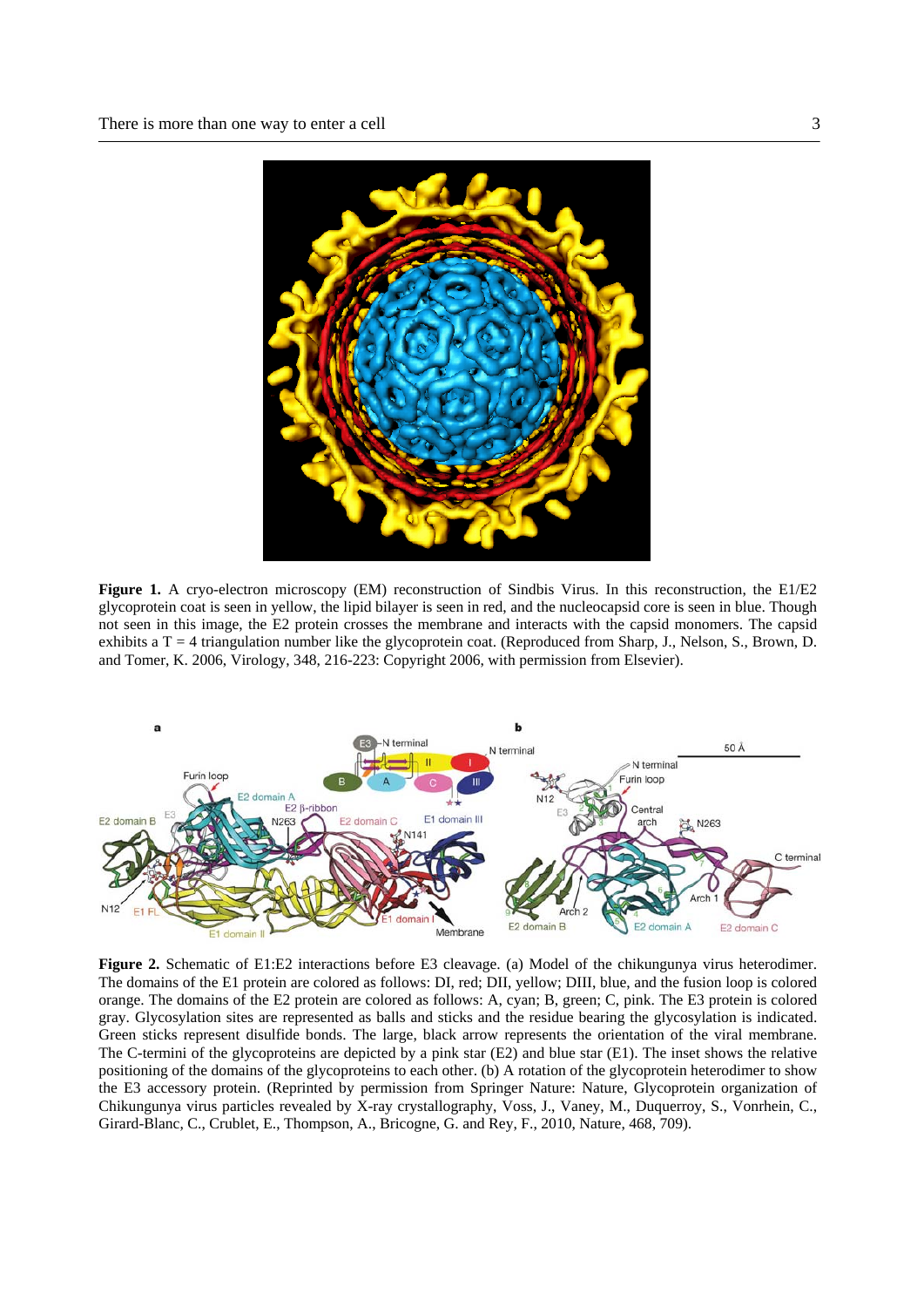**Figure 1.** A cryo-electron microscopy (EM) reconstruction of Sindbis Virus. In this reconstruction, the E1/E2 glycoprotein coat is seen in yellow, the lipid bilayer is seen in red, and the nucleocapsid core is seen in blue. Though not seen in this image, the E2 protein crosses the membrane and interacts with the capsid monomers. The capsid exhibits a T = 4 triangulation number like the glycoprotein coat. (Reproduced from Sharp, J., Nelson, S., Brown, D. and Tomer, K. 2006, Virology, 348, 216-223: Copyright 2006, with permission from Elsevier).

**Figure 2.** Schematic of E1:E2 interactions before E3 cleavage. (a) Model of the chikungunya virus heterodimer. The domains of the E1 protein are colored as follows: DI, red; DII, yellow; DIII, blue, and the fusion loop is colored orange. The domains of the E2 protein are colored as follows: A, cyan; B, green; C, pink. The E3 protein is colored gray. Glycosylation sites are represented as balls and sticks and the residue bearing the glycosylation is indicated. Green sticks represent disulfide bonds. The large, black arrow represents the orientation of the viral membrane. The C-termini of the glycoproteins are depicted by a pink star (E2) and blue star (E1). The inset shows the relative positioning of the domains of the glycoproteins to each other. (b) A rotation of the glycoprotein heterodimer to show the E3 accessory protein. (Reprinted by permission from Springer Nature: Nature, Glycoprotein organization of Chikungunya virus particles revealed by X-ray crystallography, Voss, J., Vaney, M., Duquerroy, S., Vonrhein, C., Girard-Blanc, C., Crublet, E., Thompson, A., Bricogne, G. and Rey, F., 2010, Nature, 468, 709).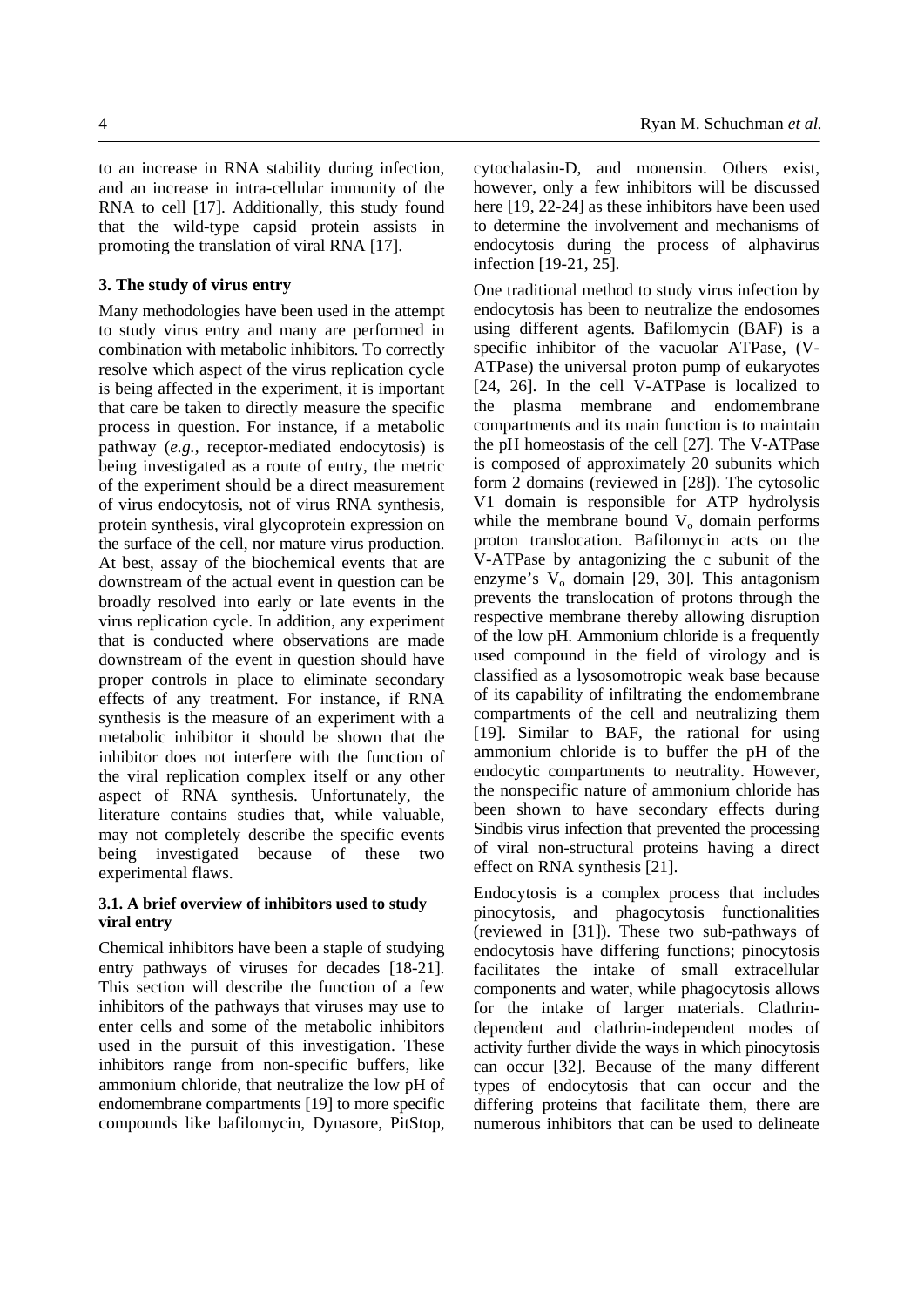to an increase in RNA stability during infection, and an increase in intra-cellular immunity of the RNA to cell [17]. Additionally, this study found that the wild-type capsid protein assists in promoting the translation of viral RNA [17].

### 3. The study of virus entry

Many methodologies have been used in the attempt to study virus entry and many are performed in combination with metabolic inhibitors. To correctly resolve which aspect of the virus replication cycle is being affected in the experiment, it is important that care be taken to directly measure the specific process in question. For instance, if a metabolic pathway (*e.g.*, receptor-mediated endocytosis) is being investigated as a route of entry, the metric of the experiment should be a direct measurement of virus endocytosis, not of virus RNA synthesis, protein synthesis, viral glycoprotein expression on the surface of the cell, nor mature virus production. At best, assay of the biochemical events that are downstream of the actual event in question can be broadly resolved into early or late events in the virus replication cycle. In addition, any experiment that is conducted where observations are made downstream of the event in question should have proper controls in place to eliminate secondary effects of any treatment. For instance, if RNA synthesis is the measure of an experiment with a metabolic inhibitor it should be shown that the inhibitor does not interfere with the function of the viral replication complex itself or any other aspect of RNA synthesis. Unfortunately, the literature contains studies that, while valuable, may not completely describe the specific events being investigated because of these two experimental flaws.

#### 3.1. A brief overview of inhibitors used to study viral entry

Chemical inhibitors have been a staple of studying entry pathways of viruses for decades [18-21]. This section will describe the function of a few inhibitors of the pathways that viruses may use to enter cells and some of the metabolic inhibitors used in the pursuit of this investigation. These inhibitors range from non-specific buffers, like ammonium chloride, that neutralize the low pH of endomembrane compartments [19] to more specific compounds like bafilomycin, Dynasore, PitStop, cytochalasin-D, and monensin. Others exist, however, only a few inhibitors will be discussed here [19, 22-24] as these inhibitors have been used to determine the involvement and mechanisms of endocytosis during the process of alphavirus infection [19-21, 25].

One traditional method to study virus infection by endocytosis has been to neutralize the endosomes using different agents. Bafilomycin (BAF) is a specific inhibitor of the vacuolar ATPase, (V-ATPase) the universal proton pump of eukaryotes [24, 26]. In the cell V-ATPase is localized to the plasma membrane and endomembrane compartments and its main function is to maintain the pH homeostasis of the cell [27]. The V-ATPase is composed of approximately 20 subunits which form 2 domains (reviewed in [28]). The cytosolic V1 domain is responsible for ATP hydrolysis while the membrane bound $V_o$ domain performs proton translocation. Bafilomycin acts on the V-ATPase by antagonizing the c subunit of the enzyme's $V_o$ domain [29, 30]. This antagonism prevents the translocation of protons through the respective membrane thereby allowing disruption of the low pH. Ammonium chloride is a frequently used compound in the field of virology and is classified as a lysosomotropic weak base because of its capability of infiltrating the endomembrane compartments of the cell and neutralizing them [19]. Similar to BAF, the rational for using ammonium chloride is to buffer the pH of the endocytic compartments to neutrality. However, the nonspecific nature of ammonium chloride has been shown to have secondary effects during Sindbis virus infection that prevented the processing of viral non-structural proteins having a direct effect on RNA synthesis [21].

Endocytosis is a complex process that includes pinocytosis, and phagocytosis functionalities (reviewed in [31]). These two sub-pathways of endocytosis have differing functions; pinocytosis facilitates the intake of small extracellular components and water, while phagocytosis allows for the intake of larger materials. Clathrin-dependent and clathrin-independent modes of activity further divide the ways in which pinocytosis can occur [32]. Because of the many different types of endocytosis that can occur and the differing proteins that facilitate them, there are numerous inhibitors that can be used to delineate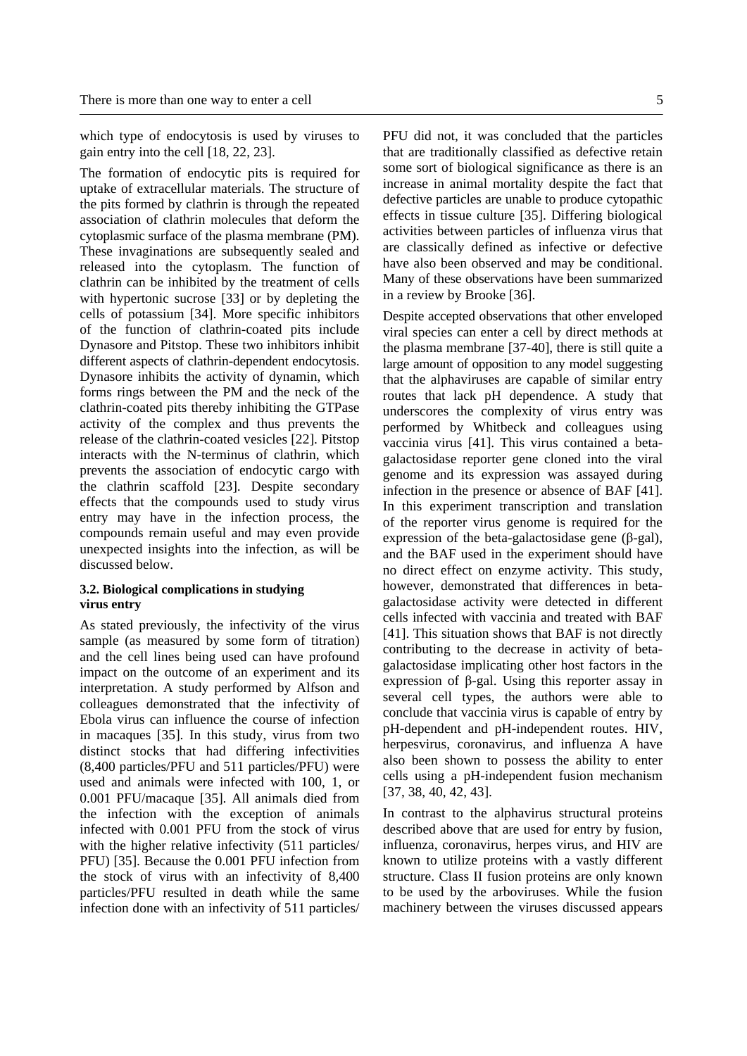which type of endocytosis is used by viruses to gain entry into the cell [18, 22, 23].

The formation of endocytic pits is required for uptake of extracellular materials. The structure of the pits formed by clathrin is through the repeated association of clathrin molecules that deform the cytoplasmic surface of the plasma membrane (PM). These invaginations are subsequently sealed and released into the cytoplasm. The function of clathrin can be inhibited by the treatment of cells with hypertonic sucrose [33] or by depleting the cells of potassium [34]. More specific inhibitors of the function of clathrin-coated pits include Dynasore and Pitstop. These two inhibitors inhibit different aspects of clathrin-dependent endocytosis. Dynasore inhibits the activity of dynamin, which forms rings between the PM and the neck of the clathrin-coated pits thereby inhibiting the GTPase activity of the complex and thus prevents the release of the clathrin-coated vesicles [22]. Pitstop interacts with the N-terminus of clathrin, which prevents the association of endocytic cargo with the clathrin scaffold [23]. Despite secondary effects that the compounds used to study virus entry may have in the infection process, the compounds remain useful and may even provide unexpected insights into the infection, as will be discussed below.

#### 3.2. Biological complications in studying virus entry

As stated previously, the infectivity of the virus sample (as measured by some form of titration) and the cell lines being used can have profound impact on the outcome of an experiment and its interpretation. A study performed by Alfson and colleagues demonstrated that the infectivity of Ebola virus can influence the course of infection in macaques [35]. In this study, virus from two distinct stocks that had differing infectivities (8,400 particles/PFU and 511 particles/PFU) were used and animals were infected with 100, 1, or 0.001 PFU/macaque [35]. All animals died from the infection with the exception of animals infected with 0.001 PFU from the stock of virus with the higher relative infectivity (511 particles/ PFU) [35]. Because the 0.001 PFU infection from the stock of virus with an infectivity of 8,400 particles/PFU resulted in death while the same infection done with an infectivity of 511 particles/ PFU did not, it was concluded that the particles that are traditionally classified as defective retain some sort of biological significance as there is an increase in animal mortality despite the fact that defective particles are unable to produce cytopathic effects in tissue culture [35]. Differing biological activities between particles of influenza virus that are classically defined as infective or defective have also been observed and may be conditional. Many of these observations have been summarized in a review by Brooke [36].

Despite accepted observations that other enveloped viral species can enter a cell by direct methods at the plasma membrane [37-40], there is still quite a large amount of opposition to any model suggesting that the alphaviruses are capable of similar entry routes that lack pH dependence. A study that underscores the complexity of virus entry was performed by Whitbeck and colleagues using vaccinia virus [41]. This virus contained a beta-galactosidase reporter gene cloned into the viral genome and its expression was assayed during infection in the presence or absence of BAF [41]. In this experiment transcription and translation of the reporter virus genome is required for the expression of the beta-galactosidase gene (β-gal), and the BAF used in the experiment should have no direct effect on enzyme activity. This study, however, demonstrated that differences in beta-galactosidase activity were detected in different cells infected with vaccinia and treated with BAF [41]. This situation shows that BAF is not directly contributing to the decrease in activity of beta-galactosidase implicating other host factors in the expression of β-gal. Using this reporter assay in several cell types, the authors were able to conclude that vaccinia virus is capable of entry by pH-dependent and pH-independent routes. HIV, herpesvirus, coronavirus, and influenza A have also been shown to possess the ability to enter cells using a pH-independent fusion mechanism [37, 38, 40, 42, 43].

In contrast to the alphavirus structural proteins described above that are used for entry by fusion, influenza, coronavirus, herpes virus, and HIV are known to utilize proteins with a vastly different structure. Class II fusion proteins are only known to be used by the arboviruses. While the fusion machinery between the viruses discussed appears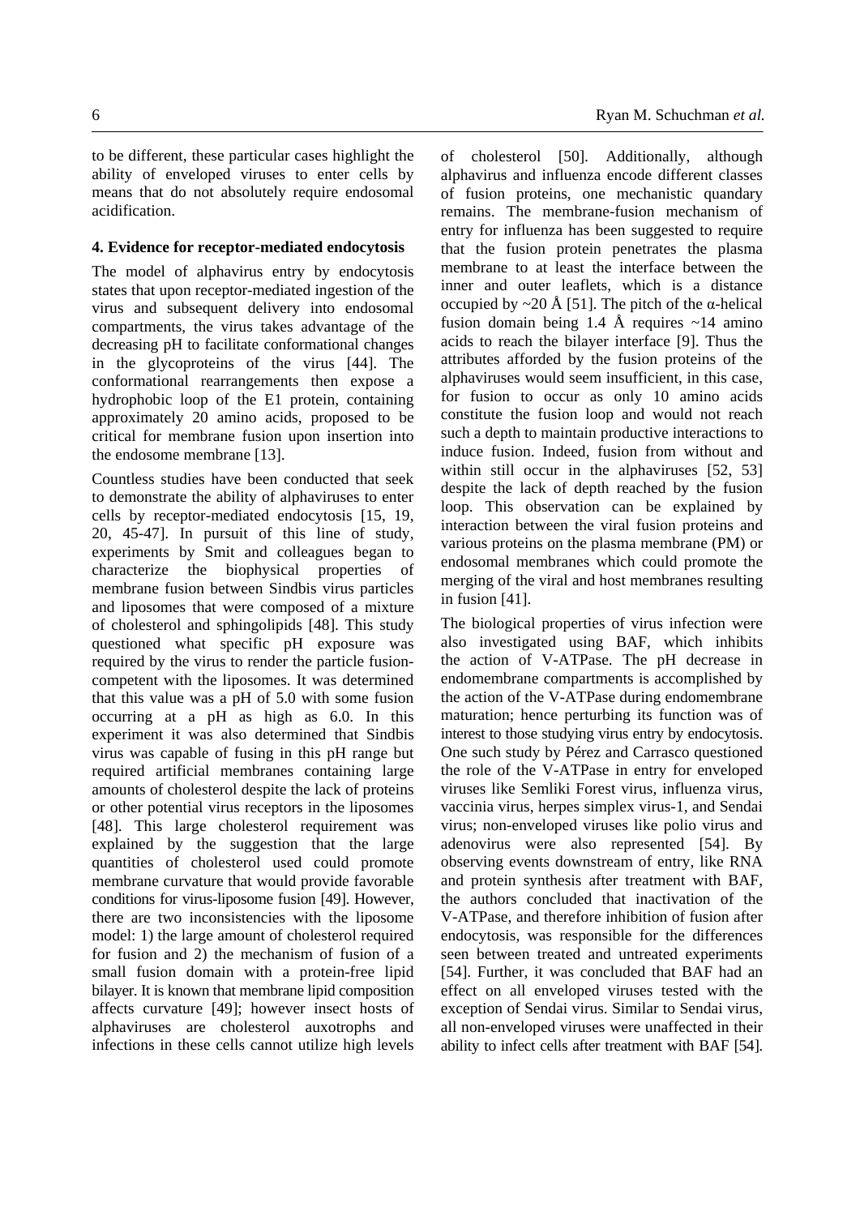to be different, these particular cases highlight the ability of enveloped viruses to enter cells by means that do not absolutely require endosomal acidification.

#### 4. Evidence for receptor-mediated endocytosis

The model of alphavirus entry by endocytosis states that upon receptor-mediated ingestion of the virus and subsequent delivery into endosomal compartments, the virus takes advantage of the decreasing pH to facilitate conformational changes in the glycoproteins of the virus [44]. The conformational rearrangements then expose a hydrophobic loop of the E1 protein, containing approximately 20 amino acids, proposed to be critical for membrane fusion upon insertion into the endosome membrane [13].

Countless studies have been conducted that seek to demonstrate the ability of alphaviruses to enter cells by receptor-mediated endocytosis [15, 19, 20, 45-47]. In pursuit of this line of study, experiments by Smit and colleagues began to characterize the biophysical properties of membrane fusion between Sindbis virus particles and liposomes that were composed of a mixture of cholesterol and sphingolipids [48]. This study questioned what specific pH exposure was required by the virus to render the particle fusion-competent with the liposomes. It was determined that this value was a pH of 5.0 with some fusion occurring at a pH as high as 6.0. In this experiment it was also determined that Sindbis virus was capable of fusing in this pH range but required artificial membranes containing large amounts of cholesterol despite the lack of proteins or other potential virus receptors in the liposomes [48]. This large cholesterol requirement was explained by the suggestion that the large quantities of cholesterol used could promote membrane curvature that would provide favorable conditions for virus-liposome fusion [49]. However, there are two inconsistencies with the liposome model: 1) the large amount of cholesterol required for fusion and 2) the mechanism of fusion of a small fusion domain with a protein-free lipid bilayer. It is known that membrane lipid composition affects curvature [49]; however insect hosts of alphaviruses are cholesterol auxotrophs and infections in these cells cannot utilize high levels of cholesterol [50]. Additionally, although alphavirus and influenza encode different classes of fusion proteins, one mechanistic quandary remains. The membrane-fusion mechanism of entry for influenza has been suggested to require that the fusion protein penetrates the plasma membrane to at least the interface between the inner and outer leaflets, which is a distance occupied by ~20 Å [51]. The pitch of the α-helical fusion domain being 1.4 Å requires ~14 amino acids to reach the bilayer interface [9]. Thus the attributes afforded by the fusion proteins of the alphaviruses would seem insufficient, in this case, for fusion to occur as only 10 amino acids constitute the fusion loop and would not reach such a depth to maintain productive interactions to induce fusion. Indeed, fusion from without and within still occur in the alphaviruses [52, 53] despite the lack of depth reached by the fusion loop. This observation can be explained by interaction between the viral fusion proteins and various proteins on the plasma membrane (PM) or endosomal membranes which could promote the merging of the viral and host membranes resulting in fusion [41].

The biological properties of virus infection were also investigated using BAF, which inhibits the action of V-ATPase. The pH decrease in endomembrane compartments is accomplished by the action of the V-ATPase during endomembrane maturation; hence perturbing its function was of interest to those studying virus entry by endocytosis. One such study by Pérez and Carrasco questioned the role of the V-ATPase in entry for enveloped viruses like Semliki Forest virus, influenza virus, vaccinia virus, herpes simplex virus-1, and Sendai virus; non-enveloped viruses like polio virus and adenovirus were also represented [54]. By observing events downstream of entry, like RNA and protein synthesis after treatment with BAF, the authors concluded that inactivation of the V-ATPase, and therefore inhibition of fusion after endocytosis, was responsible for the differences seen between treated and untreated experiments [54]. Further, it was concluded that BAF had an effect on all enveloped viruses tested with the exception of Sendai virus. Similar to Sendai virus, all non-enveloped viruses were unaffected in their ability to infect cells after treatment with BAF [54].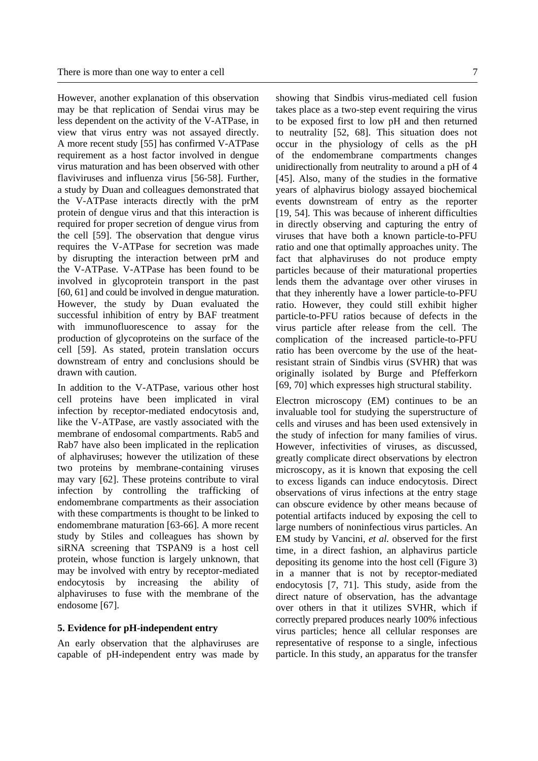However, another explanation of this observation may be that replication of Sendai virus may be less dependent on the activity of the V-ATPase, in view that virus entry was not assayed directly. A more recent study [55] has confirmed V-ATPase requirement as a host factor involved in dengue virus maturation and has been observed with other flaviviruses and influenza virus [56-58]. Further, a study by Duan and colleagues demonstrated that the V-ATPase interacts directly with the prM protein of dengue virus and that this interaction is required for proper secretion of dengue virus from the cell [59]. The observation that dengue virus requires the V-ATPase for secretion was made by disrupting the interaction between prM and the V-ATPase. V-ATPase has been found to be involved in glycoprotein transport in the past [60, 61] and could be involved in dengue maturation. However, the study by Duan evaluated the successful inhibition of entry by BAF treatment with immunofluorescence to assay for the production of glycoproteins on the surface of the cell [59]. As stated, protein translation occurs downstream of entry and conclusions should be drawn with caution.

In addition to the V-ATPase, various other host cell proteins have been implicated in viral infection by receptor-mediated endocytosis and, like the V-ATPase, are vastly associated with the membrane of endosomal compartments. Rab5 and Rab7 have also been implicated in the replication of alphaviruses; however the utilization of these two proteins by membrane-containing viruses may vary [62]. These proteins contribute to viral infection by controlling the trafficking of endomembrane compartments as their association with these compartments is thought to be linked to endomembrane maturation [63-66]. A more recent study by Stiles and colleagues has shown by siRNA screening that TSPAN9 is a host cell protein, whose function is largely unknown, that may be involved with entry by receptor-mediated endocytosis by increasing the ability of alphaviruses to fuse with the membrane of the endosome [67].

### 5. Evidence for pH-independent entry

An early observation that the alphaviruses are capable of pH-independent entry was made by showing that Sindbis virus-mediated cell fusion takes place as a two-step event requiring the virus to be exposed first to low pH and then returned to neutrality [52, 68]. This situation does not occur in the physiology of cells as the pH of the endomembrane compartments changes unidirectionally from neutrality to around a pH of 4 [45]. Also, many of the studies in the formative years of alphavirus biology assayed biochemical events downstream of entry as the reporter [19, 54]. This was because of inherent difficulties in directly observing and capturing the entry of viruses that have both a known particle-to-PFU ratio and one that optimally approaches unity. The fact that alphaviruses do not produce empty particles because of their maturational properties lends them the advantage over other viruses in that they inherently have a lower particle-to-PFU ratio. However, they could still exhibit higher particle-to-PFU ratios because of defects in the virus particle after release from the cell. The complication of the increased particle-to-PFU ratio has been overcome by the use of the heat-resistant strain of Sindbis virus (SVHR) that was originally isolated by Burge and Pfefferkorn [69, 70] which expresses high structural stability.

Electron microscopy (EM) continues to be an invaluable tool for studying the superstructure of cells and viruses and has been used extensively in the study of infection for many families of virus. However, infectivities of viruses, as discussed, greatly complicate direct observations by electron microscopy, as it is known that exposing the cell to excess ligands can induce endocytosis. Direct observations of virus infections at the entry stage can obscure evidence by other means because of potential artifacts induced by exposing the cell to large numbers of noninfectious virus particles. An EM study by Vancini, *et al.* observed for the first time, in a direct fashion, an alphavirus particle depositing its genome into the host cell (Figure 3) in a manner that is not by receptor-mediated endocytosis [7, 71]. This study, aside from the direct nature of observation, has the advantage over others in that it utilizes SVHR, which if correctly prepared produces nearly 100% infectious virus particles; hence all cellular responses are representative of response to a single, infectious particle. In this study, an apparatus for the transfer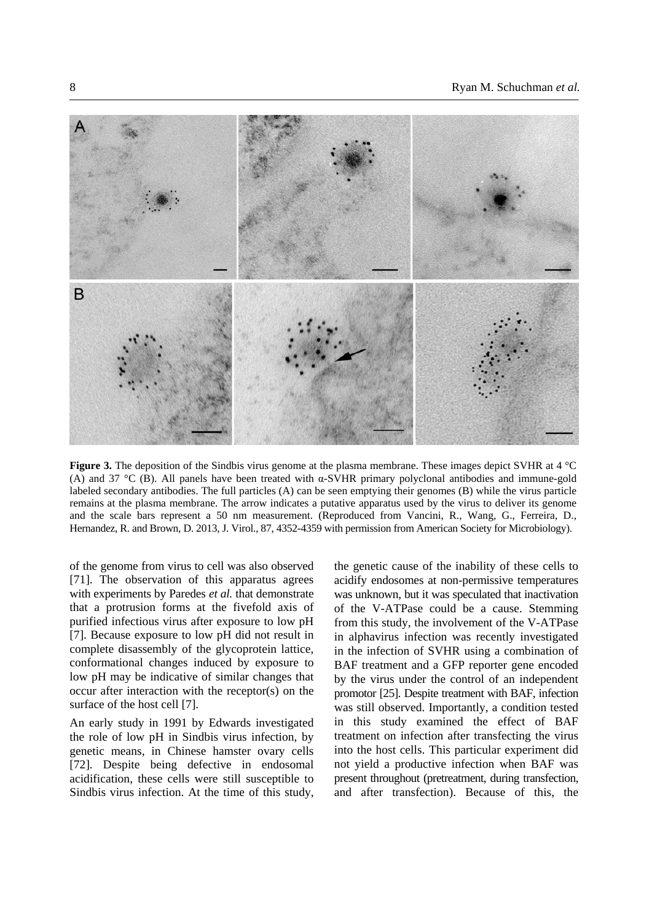**Figure 3.** The deposition of the Sindbis virus genome at the plasma membrane. These images depict SVHR at 4 °C (A) and 37 °C (B). All panels have been treated with α-SVHR primary polyclonal antibodies and immune-gold labeled secondary antibodies. The full particles (A) can be seen emptying their genomes (B) while the virus particle remains at the plasma membrane. The arrow indicates a putative apparatus used by the virus to deliver its genome and the scale bars represent a 50 nm measurement. (Reproduced from Vancini, R., Wang, G., Ferreira, D., Hernandez, R. and Brown, D. 2013, J. Virol., 87, 4352-4359 with permission from American Society for Microbiology).

of the genome from virus to cell was also observed [71]. The observation of this apparatus agrees with experiments by Paredes *et al.* that demonstrate that a protrusion forms at the fivefold axis of purified infectious virus after exposure to low pH [7]. Because exposure to low pH did not result in complete disassembly of the glycoprotein lattice, conformational changes induced by exposure to low pH may be indicative of similar changes that occur after interaction with the receptor(s) on the surface of the host cell [7].

An early study in 1991 by Edwards investigated the role of low pH in Sindbis virus infection, by genetic means, in Chinese hamster ovary cells [72]. Despite being defective in endosomal acidification, these cells were still susceptible to Sindbis virus infection. At the time of this study, the genetic cause of the inability of these cells to acidify endosomes at non-permissive temperatures was unknown, but it was speculated that inactivation of the V-ATPase could be a cause. Stemming from this study, the involvement of the V-ATPase in alphavirus infection was recently investigated in the infection of SVHR using a combination of BAF treatment and a GFP reporter gene encoded by the virus under the control of an independent promotor [25]. Despite treatment with BAF, infection was still observed. Importantly, a condition tested in this study examined the effect of BAF treatment on infection after transfecting the virus into the host cells. This particular experiment did not yield a productive infection when BAF was present throughout (pretreatment, during transfection, and after transfection). Because of this, the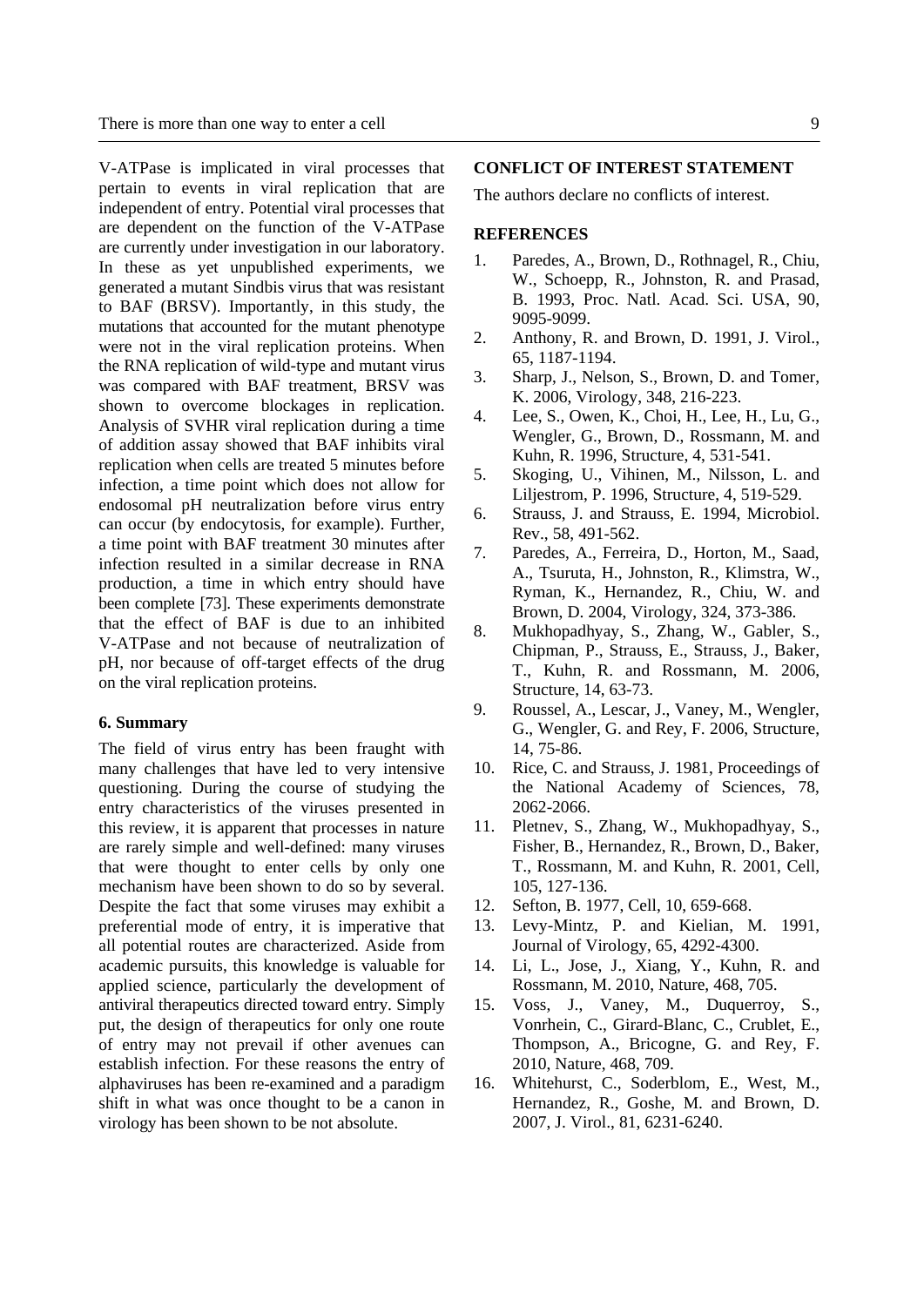V-ATPase is implicated in viral processes that pertain to events in viral replication that are independent of entry. Potential viral processes that are dependent on the function of the V-ATPase are currently under investigation in our laboratory. In these as yet unpublished experiments, we generated a mutant Sindbis virus that was resistant to BAF (BRSV). Importantly, in this study, the mutations that accounted for the mutant phenotype were not in the viral replication proteins. When the RNA replication of wild-type and mutant virus was compared with BAF treatment, BRSV was shown to overcome blockages in replication. Analysis of SVHR viral replication during a time of addition assay showed that BAF inhibits viral replication when cells are treated 5 minutes before infection, a time point which does not allow for endosomal pH neutralization before virus entry can occur (by endocytosis, for example). Further, a time point with BAF treatment 30 minutes after infection resulted in a similar decrease in RNA production, a time in which entry should have been complete [73]. These experiments demonstrate that the effect of BAF is due to an inhibited V-ATPase and not because of neutralization of pH, nor because of off-target effects of the drug on the viral replication proteins.

## 6. Summary

The field of virus entry has been fraught with many challenges that have led to very intensive questioning. During the course of studying the entry characteristics of the viruses presented in this review, it is apparent that processes in nature are rarely simple and well-defined: many viruses that were thought to enter cells by only one mechanism have been shown to do so by several. Despite the fact that some viruses may exhibit a preferential mode of entry, it is imperative that all potential routes are characterized. Aside from academic pursuits, this knowledge is valuable for applied science, particularly the development of antiviral therapeutics directed toward entry. Simply put, the design of therapeutics for only one route of entry may not prevail if other avenues can establish infection. For these reasons the entry of alphaviruses has been re-examined and a paradigm shift in what was once thought to be a canon in virology has been shown to be not absolute.

## CONFLICT OF INTEREST STATEMENT

The authors declare no conflicts of interest.

## REFERENCES

1. Paredes, A., Brown, D., Rothnagel, R., Chiu, W., Schoepp, R., Johnston, R. and Prasad, B. 1993, Proc. Natl. Acad. Sci. USA, 90, 9095-9099.
2. Anthony, R. and Brown, D. 1991, J. Virol., 65, 1187-1194.
3. Sharp, J., Nelson, S., Brown, D. and Tomer, K. 2006, Virology, 348, 216-223.
4. Lee, S., Owen, K., Choi, H., Lee, H., Lu, G., Wengler, G., Brown, D., Rossmann, M. and Kuhn, R. 1996, Structure, 4, 531-541.
5. Skoging, U., Vihinen, M., Nilsson, L. and Liljestrom, P. 1996, Structure, 4, 519-529.
6. Strauss, J. and Strauss, E. 1994, Microbiol. Rev., 58, 491-562.
7. Paredes, A., Ferreira, D., Horton, M., Saad, A., Tsuruta, H., Johnston, R., Klimstra, W., Ryman, K., Hernandez, R., Chiu, W. and Brown, D. 2004, Virology, 324, 373-386.
8. Mukhopadhyay, S., Zhang, W., Gabler, S., Chipman, P., Strauss, E., Strauss, J., Baker, T., Kuhn, R. and Rossmann, M. 2006, Structure, 14, 63-73.
9. Roussel, A., Lescar, J., Vaney, M., Wengler, G., Wengler, G. and Rey, F. 2006, Structure, 14, 75-86.
10. Rice, C. and Strauss, J. 1981, Proceedings of the National Academy of Sciences, 78, 2062-2066.
11. Pletnev, S., Zhang, W., Mukhopadhyay, S., Fisher, B., Hernandez, R., Brown, D., Baker, T., Rossmann, M. and Kuhn, R. 2001, Cell, 105, 127-136.
12. Sefton, B. 1977, Cell, 10, 659-668.
13. Levy-Mintz, P. and Kielian, M. 1991, Journal of Virology, 65, 4292-4300.
14. Li, L., Jose, J., Xiang, Y., Kuhn, R. and Rossmann, M. 2010, Nature, 468, 705.
15. Voss, J., Vaney, M., Duquerroy, S., Vonrhein, C., Girard-Blanc, C., Crublet, E., Thompson, A., Bricogne, G. and Rey, F. 2010, Nature, 468, 709.
16. Whitehurst, C., Soderblom, E., West, M., Hernandez, R., Goshe, M. and Brown, D. 2007, J. Virol., 81, 6231-6240.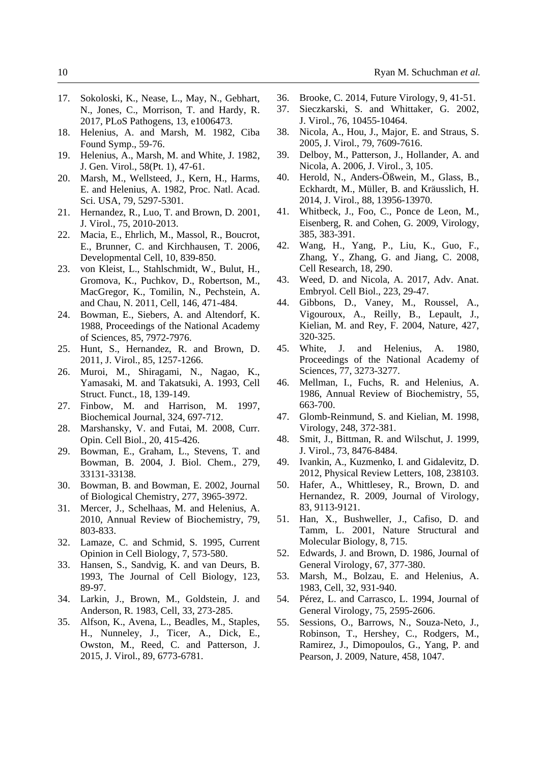17. Sokoloski, K., Nease, L., May, N., Gebhart, N., Jones, C., Morrison, T. and Hardy, R. 2017, PLoS Pathogens, 13, e1006473.
18. Helenius, A. and Marsh, M. 1982, Ciba Found Symp., 59-76.
19. Helenius, A., Marsh, M. and White, J. 1982, J. Gen. Virol., 58(Pt. 1), 47-61.
20. Marsh, M., Wellsteed, J., Kern, H., Harms, E. and Helenius, A. 1982, Proc. Natl. Acad. Sci. USA, 79, 5297-5301.
21. Hernandez, R., Luo, T. and Brown, D. 2001, J. Virol., 75, 2010-2013.
22. Macia, E., Ehrlich, M., Massol, R., Boucrot, E., Brunner, C. and Kirchhausen, T. 2006, Developmental Cell, 10, 839-850.
23. von Kleist, L., Stahlschmidt, W., Bulut, H., Gromova, K., Puchkov, D., Robertson, M., MacGregor, K., Tomilin, N., Pechstein, A. and Chau, N. 2011, Cell, 146, 471-484.
24. Bowman, E., Siebers, A. and Altendorf, K. 1988, Proceedings of the National Academy of Sciences, 85, 7972-7976.
25. Hunt, S., Hernandez, R. and Brown, D. 2011, J. Virol., 85, 1257-1266.
26. Muroi, M., Shiragami, N., Nagao, K., Yamasaki, M. and Takatsuki, A. 1993, Cell Struct. Funct., 18, 139-149.
27. Finbow, M. and Harrison, M. 1997, Biochemical Journal, 324, 697-712.
28. Marshansky, V. and Futai, M. 2008, Curr. Opin. Cell Biol., 20, 415-426.
29. Bowman, E., Graham, L., Stevens, T. and Bowman, B. 2004, J. Biol. Chem., 279, 33131-33138.
30. Bowman, B. and Bowman, E. 2002, Journal of Biological Chemistry, 277, 3965-3972.
31. Mercer, J., Schelhaas, M. and Helenius, A. 2010, Annual Review of Biochemistry, 79, 803-833.
32. Lamaze, C. and Schmid, S. 1995, Current Opinion in Cell Biology, 7, 573-580.
33. Hansen, S., Sandvig, K. and van Deurs, B. 1993, The Journal of Cell Biology, 123, 89-97.
34. Larkin, J., Brown, M., Goldstein, J. and Anderson, R. 1983, Cell, 33, 273-285.
35. Alfson, K., Avena, L., Beadles, M., Staples, H., Nunneley, J., Ticer, A., Dick, E., Owston, M., Reed, C. and Patterson, J. 2015, J. Virol., 89, 6773-6781.
36. Brooke, C. 2014, Future Virology, 9, 41-51.
37. Sieczkarski, S. and Whittaker, G. 2002, J. Virol., 76, 10455-10464.
38. Nicola, A., Hou, J., Major, E. and Straus, S. 2005, J. Virol., 79, 7609-7616.
39. Delboy, M., Patterson, J., Hollander, A. and Nicola, A. 2006, J. Virol., 3, 105.
40. Herold, N., Anders-Ößwein, M., Glass, B., Eckhardt, M., Müller, B. and Kräusslich, H. 2014, J. Virol., 88, 13956-13970.
41. Whitbeck, J., Foo, C., Ponce de Leon, M., Eisenberg, R. and Cohen, G. 2009, Virology, 385, 383-391.
42. Wang, H., Yang, P., Liu, K., Guo, F., Zhang, Y., Zhang, G. and Jiang, C. 2008, Cell Research, 18, 290.
43. Weed, D. and Nicola, A. 2017, Adv. Anat. Embryol. Cell Biol., 223, 29-47.
44. Gibbons, D., Vaney, M., Roussel, A., Vigouroux, A., Reilly, B., Lepault, J., Kielian, M. and Rey, F. 2004, Nature, 427, 320-325.
45. White, J. and Helenius, A. 1980, Proceedings of the National Academy of Sciences, 77, 3273-3277.
46. Mellman, I., Fuchs, R. and Helenius, A. 1986, Annual Review of Biochemistry, 55, 663-700.
47. Glomb-Reinmund, S. and Kielian, M. 1998, Virology, 248, 372-381.
48. Smit, J., Bittman, R. and Wilschut, J. 1999, J. Virol., 73, 8476-8484.
49. Ivankin, A., Kuzmenko, I. and Gidalevitz, D. 2012, Physical Review Letters, 108, 238103.
50. Hafer, A., Whittlesey, R., Brown, D. and Hernandez, R. 2009, Journal of Virology, 83, 9113-9121.
51. Han, X., Bushweller, J., Cafiso, D. and Tamm, L. 2001, Nature Structural and Molecular Biology, 8, 715.
52. Edwards, J. and Brown, D. 1986, Journal of General Virology, 67, 377-380.
53. Marsh, M., Bolzau, E. and Helenius, A. 1983, Cell, 32, 931-940.
54. Pérez, L. and Carrasco, L. 1994, Journal of General Virology, 75, 2595-2606.
55. Sessions, O., Barrows, N., Souza-Neto, J., Robinson, T., Hershey, C., Rodgers, M., Ramirez, J., Dimopoulos, G., Yang, P. and Pearson, J. 2009, Nature, 458, 1047.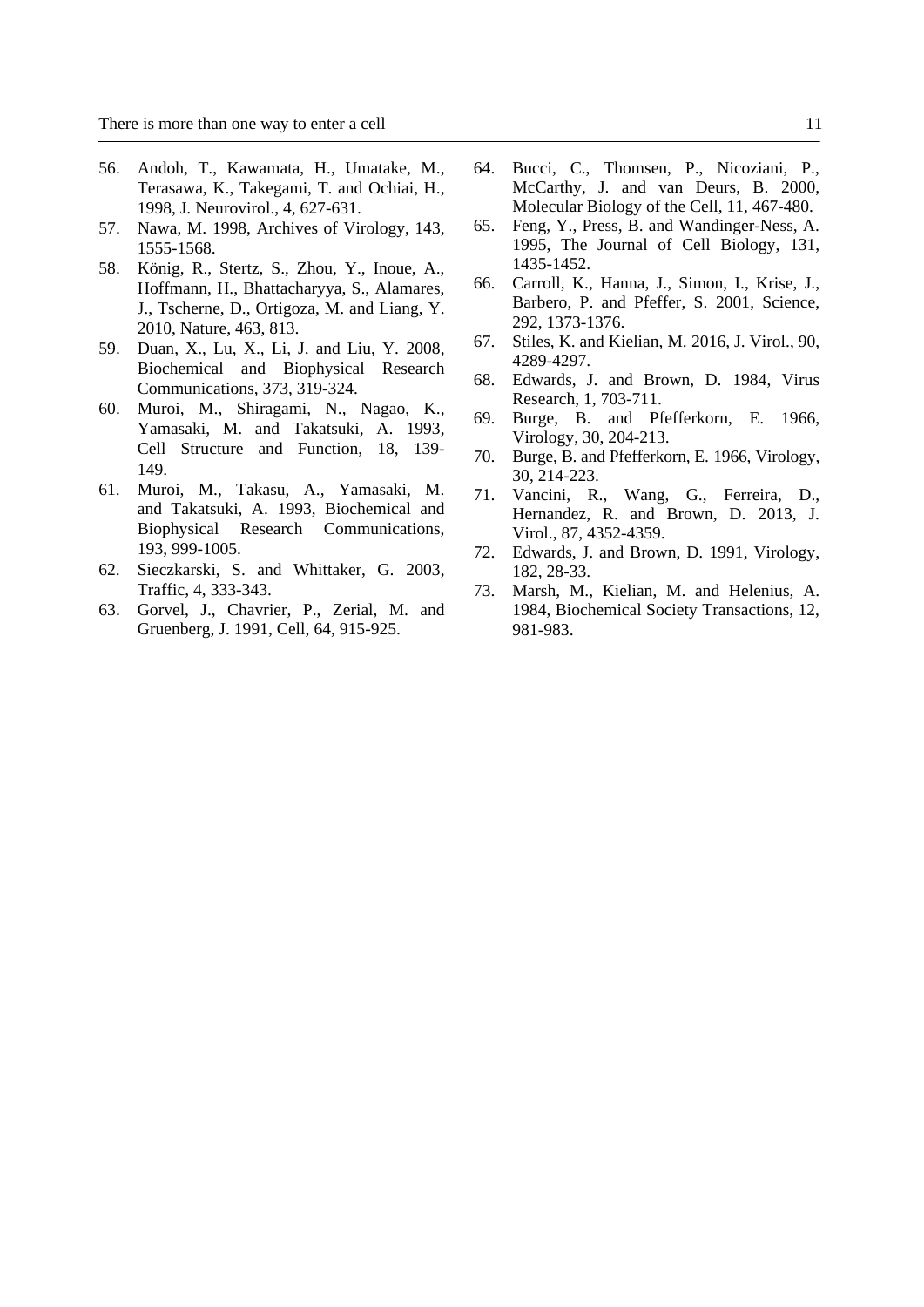56. Andoh, T., Kawamata, H., Umatake, M., Terasawa, K., Takegami, T. and Ochiai, H., 1998, J. Neurovirol., 4, 627-631.
57. Nawa, M. 1998, Archives of Virology, 143, 1555-1568.
58. König, R., Stertz, S., Zhou, Y., Inoue, A., Hoffmann, H., Bhattacharyya, S., Alamares, J., Tscherne, D., Ortigoza, M. and Liang, Y. 2010, Nature, 463, 813.
59. Duan, X., Lu, X., Li, J. and Liu, Y. 2008, Biochemical and Biophysical Research Communications, 373, 319-324.
60. Muroi, M., Shiragami, N., Nagao, K., Yamasaki, M. and Takatsuki, A. 1993, Cell Structure and Function, 18, 139-149.
61. Muroi, M., Takasu, A., Yamasaki, M. and Takatsuki, A. 1993, Biochemical and Biophysical Research Communications, 193, 999-1005.
62. Sieczkarski, S. and Whittaker, G. 2003, Traffic, 4, 333-343.
63. Gorvel, J., Chavrier, P., Zerial, M. and Gruenberg, J. 1991, Cell, 64, 915-925.
64. Bucci, C., Thomsen, P., Nicoziani, P., McCarthy, J. and van Deurs, B. 2000, Molecular Biology of the Cell, 11, 467-480.
65. Feng, Y., Press, B. and Wandinger-Ness, A. 1995, The Journal of Cell Biology, 131, 1435-1452.
66. Carroll, K., Hanna, J., Simon, I., Krise, J., Barbero, P. and Pfeffer, S. 2001, Science, 292, 1373-1376.
67. Stiles, K. and Kielian, M. 2016, J. Virol., 90, 4289-4297.
68. Edwards, J. and Brown, D. 1984, Virus Research, 1, 703-711.
69. Burge, B. and Pfefferkorn, E. 1966, Virology, 30, 204-213.
70. Burge, B. and Pfefferkorn, E. 1966, Virology, 30, 214-223.
71. Vancini, R., Wang, G., Ferreira, D., Hernandez, R. and Brown, D. 2013, J. Virol., 87, 4352-4359.
72. Edwards, J. and Brown, D. 1991, Virology, 182, 28-33.
73. Marsh, M., Kielian, M. and Helenius, A. 1984, Biochemical Society Transactions, 12, 981-983.